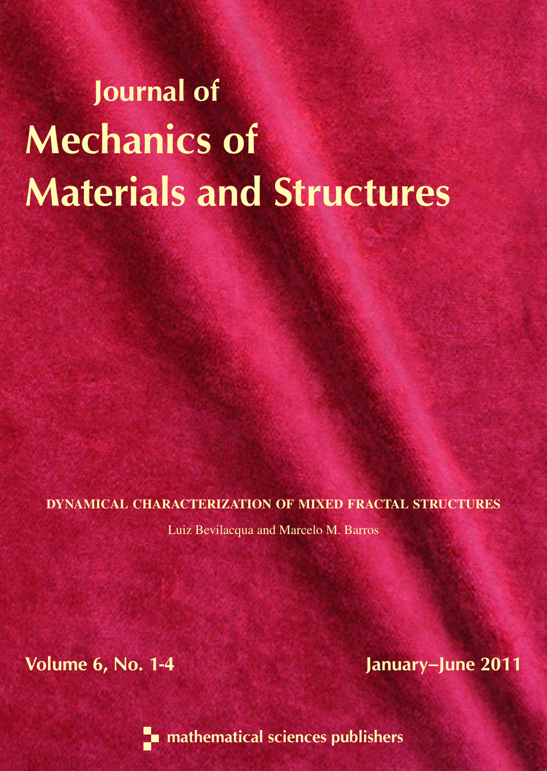# Journal of Mechanics of Materials and Structures

**DYNAMICAL CHARACTERIZATION OF MIXED FRACTAL STRUCTURES**

Luiz Bevilacqua and Marcelo M. Barros

Volume 6, No. 1-4

January–June 2011

mathematical sciences publishers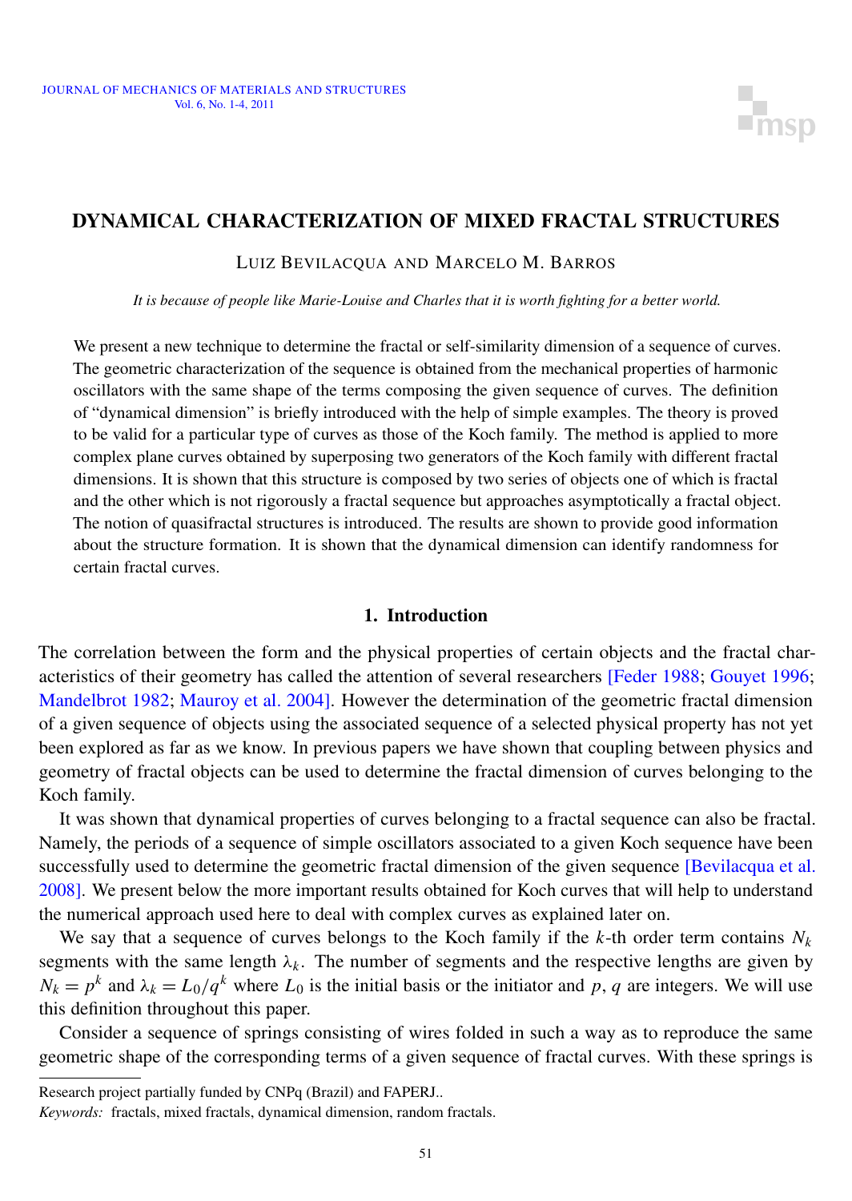# DYNAMICAL CHARACTERIZATION OF MIXED FRACTAL STRUCTURES

LUIZ BEVILACQUA AND MARCELO M. BARROS

*It is because of people like Marie-Louise and Charles that it is worth fighting for a better world.*

We present a new technique to determine the fractal or self-similarity dimension of a sequence of curves. The geometric characterization of the sequence is obtained from the mechanical properties of harmonic oscillators with the same shape of the terms composing the given sequence of curves. The definition of "dynamical dimension" is briefly introduced with the help of simple examples. The theory is proved to be valid for a particular type of curves as those of the Koch family. The method is applied to more complex plane curves obtained by superposing two generators of the Koch family with different fractal dimensions. It is shown that this structure is composed by two series of objects one of which is fractal and the other which is not rigorously a fractal sequence but approaches asymptotically a fractal object. The notion of quasifractal structures is introduced. The results are shown to provide good information about the structure formation. It is shown that the dynamical dimension can identify randomness for certain fractal curves.

## 1. Introduction

The correlation between the form and the physical properties of certain objects and the fractal characteristics of their geometry has called the attention of several researchers [Feder 1988; Gouyet 1996; Mandelbrot 1982; Mauroy et al. 2004]. However the determination of the geometric fractal dimension of a given sequence of objects using the associated sequence of a selected physical property has not yet been explored as far as we know. In previous papers we have shown that coupling between physics and geometry of fractal objects can be used to determine the fractal dimension of curves belonging to the Koch family.

It was shown that dynamical properties of curves belonging to a fractal sequence can also be fractal. Namely, the periods of a sequence of simple oscillators associated to a given Koch sequence have been successfully used to determine the geometric fractal dimension of the given sequence [Bevilacqua et al. 2008]. We present below the more important results obtained for Koch curves that will help to understand the numerical approach used here to deal with complex curves as explained later on.

We say that a sequence of curves belongs to the Koch family if the $k$-th order term contains $N_k$ segments with the same length $\lambda_k$. The number of segments and the respective lengths are given by $N_k = p^k$ and $\lambda_k = L_0/q^k$ where $L_0$ is the initial basis or the initiator and $p$, $q$ are integers. We will use this definition throughout this paper.

Consider a sequence of springs consisting of wires folded in such a way as to reproduce the same geometric shape of the corresponding terms of a given sequence of fractal curves. With these springs is

---

Research project partially funded by CNPq (Brazil) and FAPERJ..

*Keywords:* fractals, mixed fractals, dynamical dimension, random fractals.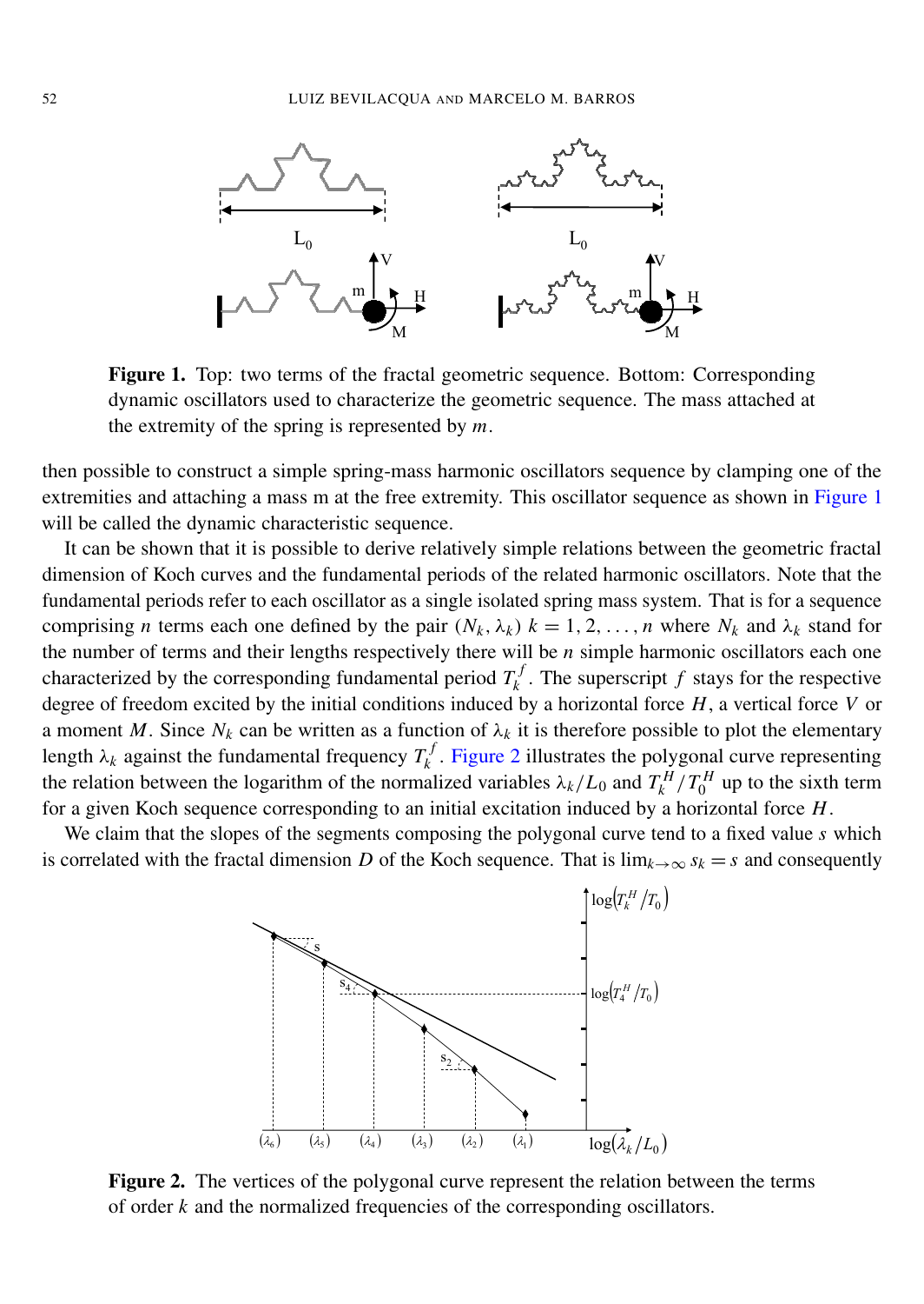**Figure 1.** Top: two terms of the fractal geometric sequence. Bottom: Corresponding dynamic oscillators used to characterize the geometric sequence. The mass attached at the extremity of the spring is represented by $m$.

then possible to construct a simple spring-mass harmonic oscillators sequence by clamping one of the extremities and attaching a mass m at the free extremity. This oscillator sequence as shown in Figure 1 will be called the dynamic characteristic sequence.

It can be shown that it is possible to derive relatively simple relations between the geometric fractal dimension of Koch curves and the fundamental periods of the related harmonic oscillators. Note that the fundamental periods refer to each oscillator as a single isolated spring mass system. That is for a sequence comprising $n$ terms each one defined by the pair $(N_k, \lambda_k)$ $k = 1, 2, \ldots, n$ where $N_k$ and $\lambda_k$ stand for the number of terms and their lengths respectively there will be $n$ simple harmonic oscillators each one characterized by the corresponding fundamental period $T_k^f$. The superscript $f$ stays for the respective degree of freedom excited by the initial conditions induced by a horizontal force $H$, a vertical force $V$ or a moment $M$. Since $N_k$ can be written as a function of $\lambda_k$ it is therefore possible to plot the elementary length $\lambda_k$ against the fundamental frequency $T_k^f$. Figure 2 illustrates the polygonal curve representing the relation between the logarithm of the normalized variables $\lambda_k/L_0$ and $T_k^H/T_0^H$ up to the sixth term for a given Koch sequence corresponding to an initial excitation induced by a horizontal force $H$.

We claim that the slopes of the segments composing the polygonal curve tend to a fixed value $s$ which is correlated with the fractal dimension $D$ of the Koch sequence. That is $\lim_{k\to\infty} s_k = s$ and consequently

**Figure 2.** The vertices of the polygonal curve represent the relation between the terms of order $k$ and the normalized frequencies of the corresponding oscillators.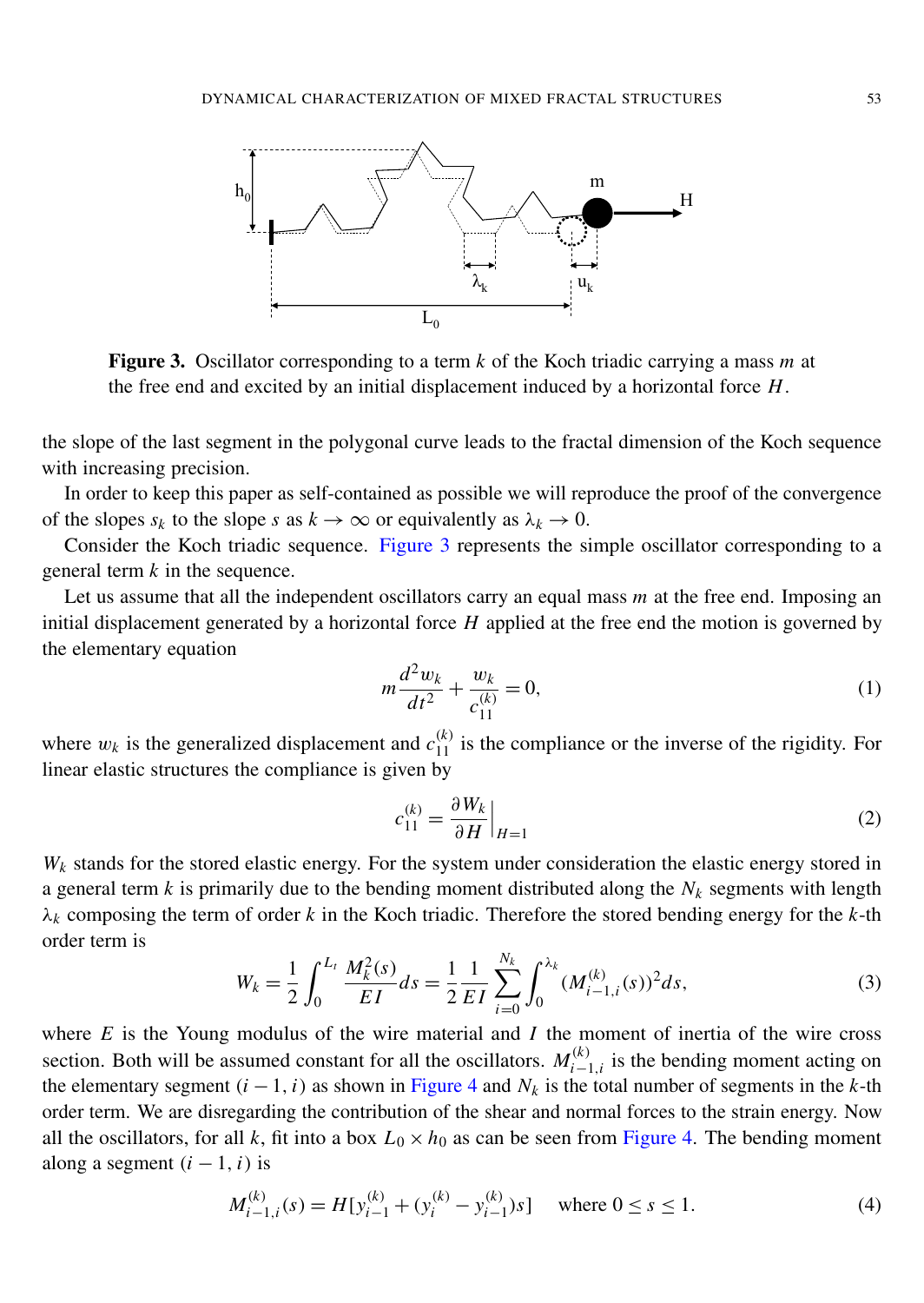**Figure 3.** Oscillator corresponding to a term $k$ of the Koch triadic carrying a mass $m$ at the free end and excited by an initial displacement induced by a horizontal force $H$.

the slope of the last segment in the polygonal curve leads to the fractal dimension of the Koch sequence with increasing precision.

In order to keep this paper as self-contained as possible we will reproduce the proof of the convergence of the slopes $s_k$ to the slope $s$ as $k \to \infty$ or equivalently as $\lambda_k \to 0$.

Consider the Koch triadic sequence. Figure 3 represents the simple oscillator corresponding to a general term $k$ in the sequence.

Let us assume that all the independent oscillators carry an equal mass $m$ at the free end. Imposing an initial displacement generated by a horizontal force $H$ applied at the free end the motion is governed by the elementary equation

$$m \frac{d^2 w_k}{dt^2} + \frac{w_k}{c_{11}^{(k)}} = 0, \tag{1}$$

where $w_k$ is the generalized displacement and $c_{11}^{(k)}$ is the compliance or the inverse of the rigidity. For linear elastic structures the compliance is given by

$$c_{11}^{(k)} = \frac{\partial W_k}{\partial H}\Big|_{H=1} \tag{2}$$

$W_k$ stands for the stored elastic energy. For the system under consideration the elastic energy stored in a general term $k$ is primarily due to the bending moment distributed along the $N_k$ segments with length $\lambda_k$ composing the term of order $k$ in the Koch triadic. Therefore the stored bending energy for the $k$-th order term is

$$W_k = \frac{1}{2} \int_0^{L_t} \frac{M_k^2(s)}{EI} ds = \frac{1}{2} \frac{1}{EI} \sum_{i=0}^{N_k} \int_0^{\lambda_k} (M_{i-1,i}^{(k)}(s))^2 ds, \tag{3}$$

where $E$ is the Young modulus of the wire material and $I$ the moment of inertia of the wire cross section. Both will be assumed constant for all the oscillators. $M_{i-1,i}^{(k)}$ is the bending moment acting on the elementary segment $(i-1, i)$ as shown in Figure 4 and $N_k$ is the total number of segments in the $k$-th order term. We are disregarding the contribution of the shear and normal forces to the strain energy. Now all the oscillators, for all $k$, fit into a box $L_0 \times h_0$ as can be seen from Figure 4. The bending moment along a segment $(i-1, i)$ is

$$M_{i-1,i}^{(k)}(s) = H[y_{i-1}^{(k)} + (y_i^{(k)} - y_{i-1}^{(k)})s] \quad \text{where } 0 \le s \le 1. \tag{4}$$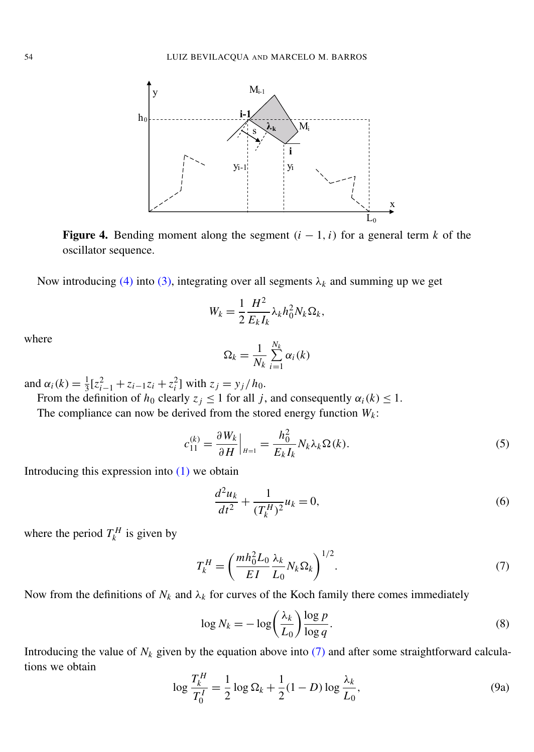**Figure 4.** Bending moment along the segment $(i-1, i)$ for a general term $k$ of the oscillator sequence.

Now introducing (4) into (3), integrating over all segments $\lambda_k$ and summing up we get

$$W_k = \frac{1}{2}\frac{H^2}{E_k I_k}\lambda_k h_0^2 N_k \Omega_k,$$

where

$$\Omega_k = \frac{1}{N_k}\sum_{i=1}^{N_k}\alpha_i(k)$$

and $\alpha_i(k) = \frac{1}{3}[z_{i-1}^2 + z_{i-1}z_i + z_i^2]$ with $z_j = y_j/h_0$.

From the definition of $h_0$ clearly $z_j \leq 1$ for all $j$, and consequently $\alpha_i(k) \leq 1$.

The compliance can now be derived from the stored energy function $W_k$:

$$c_{11}^{(k)} = \left.\frac{\partial W_k}{\partial H}\right|_{H=1} = \frac{h_0^2}{E_k I_k}N_k\lambda_k\Omega(k). \tag{5}$$

Introducing this expression into (1) we obtain

$$\frac{d^2u_k}{dt^2} + \frac{1}{(T_k^H)^2}u_k = 0, \tag{6}$$

where the period $T_k^H$ is given by

$$T_k^H = \left(\frac{mh_0^2L_0}{EI}\frac{\lambda_k}{L_0}N_k\Omega_k\right)^{1/2}. \tag{7}$$

Now from the definitions of $N_k$ and $\lambda_k$ for curves of the Koch family there comes immediately

$$\log N_k = -\log\left(\frac{\lambda_k}{L_0}\right)\frac{\log p}{\log q}. \tag{8}$$

Introducing the value of $N_k$ given by the equation above into (7) and after some straightforward calculations we obtain

$$\log\frac{T_k^H}{T_0^I} = \frac{1}{2}\log\Omega_k + \frac{1}{2}(1-D)\log\frac{\lambda_k}{L_0}, \tag{9a}$$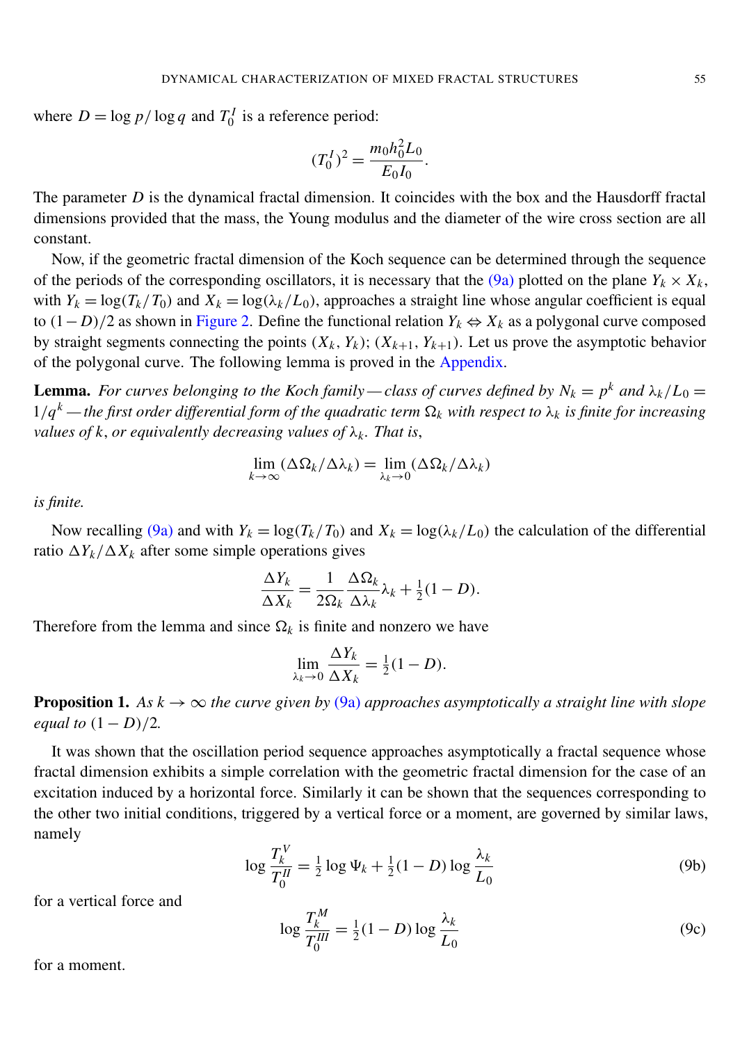where $D = \log p / \log q$ and $T_0^I$ is a reference period:

$$(T_0^I)^2 = \frac{m_0 h_0^2 L_0}{E_0 I_0}.$$

The parameter $D$ is the dynamical fractal dimension. It coincides with the box and the Hausdorff fractal dimensions provided that the mass, the Young modulus and the diameter of the wire cross section are all constant.

Now, if the geometric fractal dimension of the Koch sequence can be determined through the sequence of the periods of the corresponding oscillators, it is necessary that the (9a) plotted on the plane $Y_k \times X_k$, with $Y_k = \log(T_k/T_0)$ and $X_k = \log(\lambda_k/L_0)$, approaches a straight line whose angular coefficient is equal to $(1-D)/2$ as shown in Figure 2. Define the functional relation $Y_k \Leftrightarrow X_k$ as a polygonal curve composed by straight segments connecting the points $(X_k, Y_k)$; $(X_{k+1}, Y_{k+1})$. Let us prove the asymptotic behavior of the polygonal curve. The following lemma is proved in the Appendix.

**Lemma.** *For curves belonging to the Koch family — class of curves defined by $N_k = p^k$ and $\lambda_k/L_0 = 1/q^k$ — the first order differential form of the quadratic term $\Omega_k$ with respect to $\lambda_k$ is finite for increasing values of $k$, or equivalently decreasing values of $\lambda_k$. That is,*

$$\lim_{k\to\infty} (\Delta\Omega_k/\Delta\lambda_k) = \lim_{\lambda_k\to 0} (\Delta\Omega_k/\Delta\lambda_k)$$

*is finite.*

Now recalling (9a) and with $Y_k = \log(T_k/T_0)$ and $X_k = \log(\lambda_k/L_0)$ the calculation of the differential ratio $\Delta Y_k/\Delta X_k$ after some simple operations gives

$$\frac{\Delta Y_k}{\Delta X_k} = \frac{1}{2\Omega_k}\frac{\Delta\Omega_k}{\Delta\lambda_k}\lambda_k + \tfrac{1}{2}(1-D).$$

Therefore from the lemma and since $\Omega_k$ is finite and nonzero we have

$$\lim_{\lambda_k\to 0}\frac{\Delta Y_k}{\Delta X_k} = \tfrac{1}{2}(1-D).$$

**Proposition 1.** *As $k \to \infty$ the curve given by (9a) approaches asymptotically a straight line with slope equal to $(1-D)/2$.*

It was shown that the oscillation period sequence approaches asymptotically a fractal sequence whose fractal dimension exhibits a simple correlation with the geometric fractal dimension for the case of an excitation induced by a horizontal force. Similarly it can be shown that the sequences corresponding to the other two initial conditions, triggered by a vertical force or a moment, are governed by similar laws, namely

$$\log\frac{T_k^V}{T_0^{II}} = \tfrac{1}{2}\log\Psi_k + \tfrac{1}{2}(1-D)\log\frac{\lambda_k}{L_0} \tag{9b}$$

for a vertical force and

$$\log\frac{T_k^M}{T_0^{III}} = \tfrac{1}{2}(1-D)\log\frac{\lambda_k}{L_0} \tag{9c}$$

for a moment.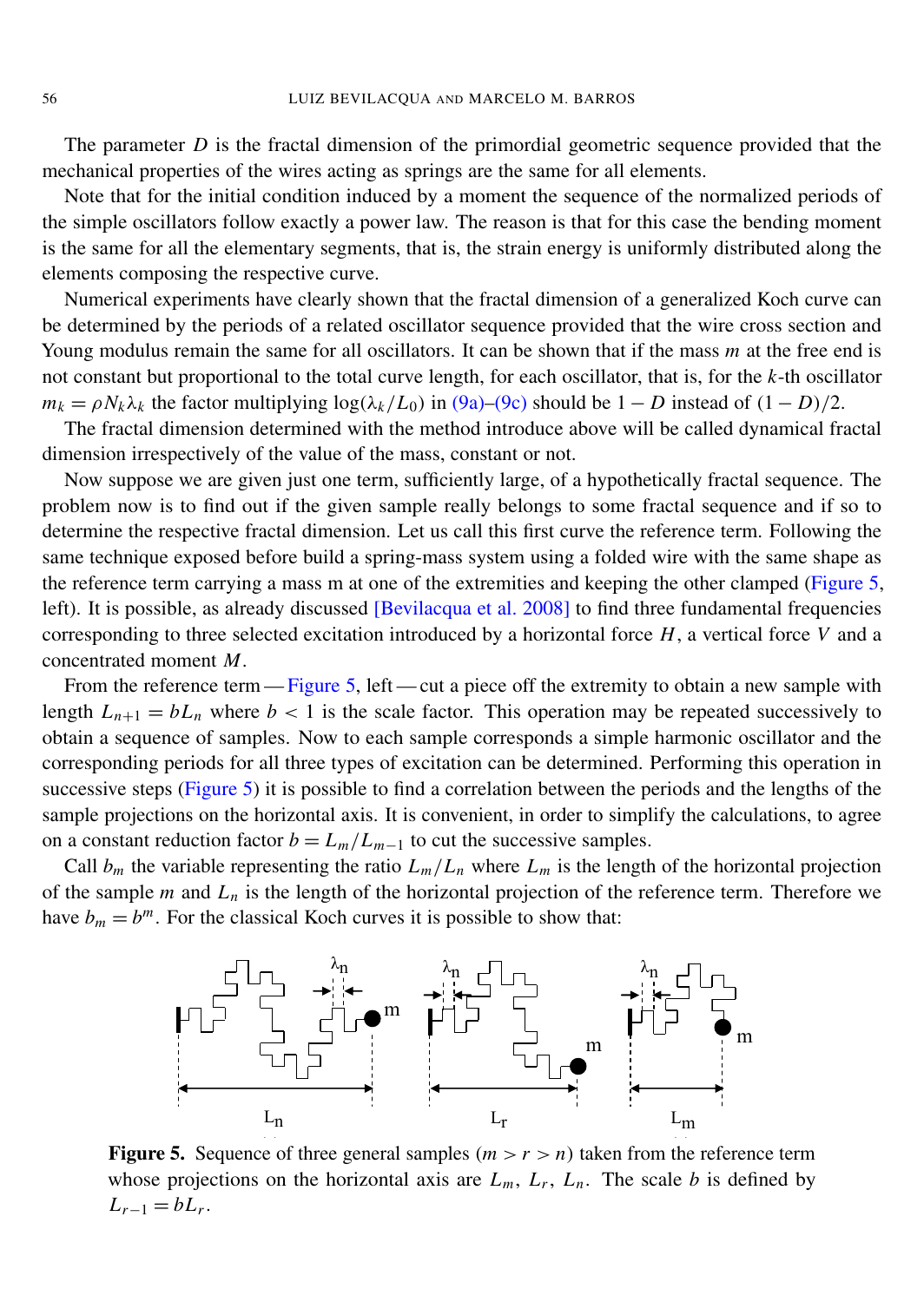The parameter $D$ is the fractal dimension of the primordial geometric sequence provided that the mechanical properties of the wires acting as springs are the same for all elements.

Note that for the initial condition induced by a moment the sequence of the normalized periods of the simple oscillators follow exactly a power law. The reason is that for this case the bending moment is the same for all the elementary segments, that is, the strain energy is uniformly distributed along the elements composing the respective curve.

Numerical experiments have clearly shown that the fractal dimension of a generalized Koch curve can be determined by the periods of a related oscillator sequence provided that the wire cross section and Young modulus remain the same for all oscillators. It can be shown that if the mass $m$ at the free end is not constant but proportional to the total curve length, for each oscillator, that is, for the $k$-th oscillator $m_k = \rho N_k \lambda_k$ the factor multiplying $\log(\lambda_k/L_0)$ in (9a)–(9c) should be $1-D$ instead of $(1-D)/2$.

The fractal dimension determined with the method introduce above will be called dynamical fractal dimension irrespectively of the value of the mass, constant or not.

Now suppose we are given just one term, sufficiently large, of a hypothetically fractal sequence. The problem now is to find out if the given sample really belongs to some fractal sequence and if so to determine the respective fractal dimension. Let us call this first curve the reference term. Following the same technique exposed before build a spring-mass system using a folded wire with the same shape as the reference term carrying a mass m at one of the extremities and keeping the other clamped (Figure 5, left). It is possible, as already discussed [Bevilacqua et al. 2008] to find three fundamental frequencies corresponding to three selected excitation introduced by a horizontal force $H$, a vertical force $V$ and a concentrated moment $M$.

From the reference term — Figure 5, left — cut a piece off the extremity to obtain a new sample with length $L_{n+1} = bL_n$ where $b < 1$ is the scale factor. This operation may be repeated successively to obtain a sequence of samples. Now to each sample corresponds a simple harmonic oscillator and the corresponding periods for all three types of excitation can be determined. Performing this operation in successive steps (Figure 5) it is possible to find a correlation between the periods and the lengths of the sample projections on the horizontal axis. It is convenient, in order to simplify the calculations, to agree on a constant reduction factor $b = L_m/L_{m-1}$ to cut the successive samples.

Call $b_m$ the variable representing the ratio $L_m/L_n$ where $L_m$ is the length of the horizontal projection of the sample $m$ and $L_n$ is the length of the horizontal projection of the reference term. Therefore we have $b_m = b^m$. For the classical Koch curves it is possible to show that:

$\lambda_n$

m

$L_n$

$\lambda_n$

m

$L_r$

$\lambda_n$

m

$L_m$

**Figure 5.** Sequence of three general samples ($m > r > n$) taken from the reference term whose projections on the horizontal axis are $L_m$, $L_r$, $L_n$. The scale $b$ is defined by $L_{r-1} = bL_r$.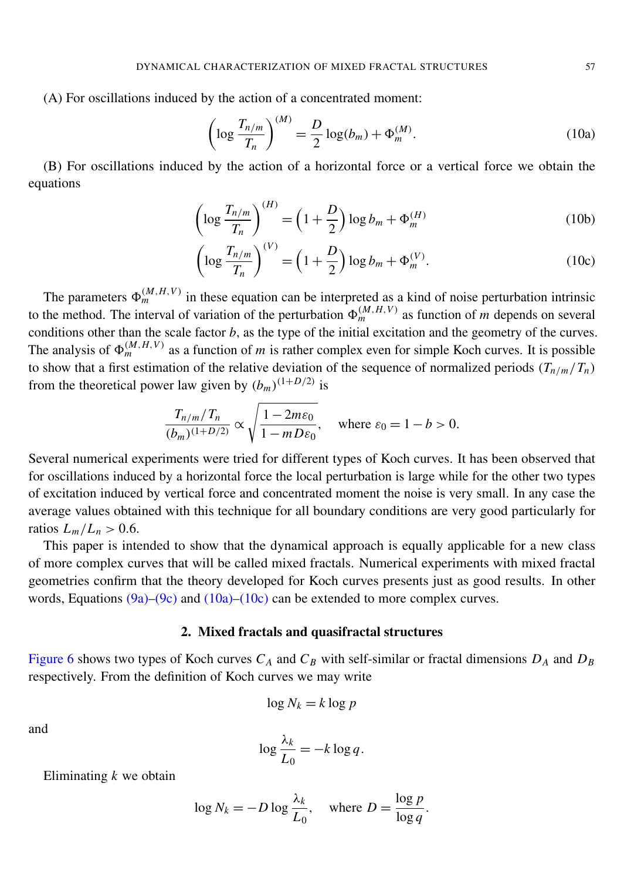(A) For oscillations induced by the action of a concentrated moment:

$$\left(\log \frac{T_{n/m}}{T_n}\right)^{(M)} = \frac{D}{2}\log(b_m) + \Phi_m^{(M)}. \tag{10a}$$

(B) For oscillations induced by the action of a horizontal force or a vertical force we obtain the equations

$$\left(\log \frac{T_{n/m}}{T_n}\right)^{(H)} = \left(1 + \frac{D}{2}\right)\log b_m + \Phi_m^{(H)} \tag{10b}$$

$$\left(\log \frac{T_{n/m}}{T_n}\right)^{(V)} = \left(1 + \frac{D}{2}\right)\log b_m + \Phi_m^{(V)}. \tag{10c}$$

The parameters $\Phi_m^{(M,H,V)}$ in these equation can be interpreted as a kind of noise perturbation intrinsic to the method. The interval of variation of the perturbation $\Phi_m^{(M,H,V)}$ as function of $m$ depends on several conditions other than the scale factor $b$, as the type of the initial excitation and the geometry of the curves. The analysis of $\Phi_m^{(M,H,V)}$ as a function of $m$ is rather complex even for simple Koch curves. It is possible to show that a first estimation of the relative deviation of the sequence of normalized periods $(T_{n/m}/T_n)$ from the theoretical power law given by $(b_m)^{(1+D/2)}$ is

$$\frac{T_{n/m}/T_n}{(b_m)^{(1+D/2)}} \propto \sqrt{\frac{1-2m\varepsilon_0}{1-mD\varepsilon_0}}, \quad \text{where } \varepsilon_0 = 1-b > 0.$$

Several numerical experiments were tried for different types of Koch curves. It has been observed that for oscillations induced by a horizontal force the local perturbation is large while for the other two types of excitation induced by vertical force and concentrated moment the noise is very small. In any case the average values obtained with this technique for all boundary conditions are very good particularly for ratios $L_m/L_n > 0.6$.

This paper is intended to show that the dynamical approach is equally applicable for a new class of more complex curves that will be called mixed fractals. Numerical experiments with mixed fractal geometries confirm that the theory developed for Koch curves presents just as good results. In other words, Equations (9a)–(9c) and (10a)–(10c) can be extended to more complex curves.

## 2. Mixed fractals and quasifractal structures

Figure 6 shows two types of Koch curves $C_A$ and $C_B$ with self-similar or fractal dimensions $D_A$ and $D_B$ respectively. From the definition of Koch curves we may write

$$\log N_k = k \log p$$

and

$$\log \frac{\lambda_k}{L_0} = -k \log q.$$

Eliminating $k$ we obtain

$$\log N_k = -D \log \frac{\lambda_k}{L_0}, \quad \text{where } D = \frac{\log p}{\log q}.$$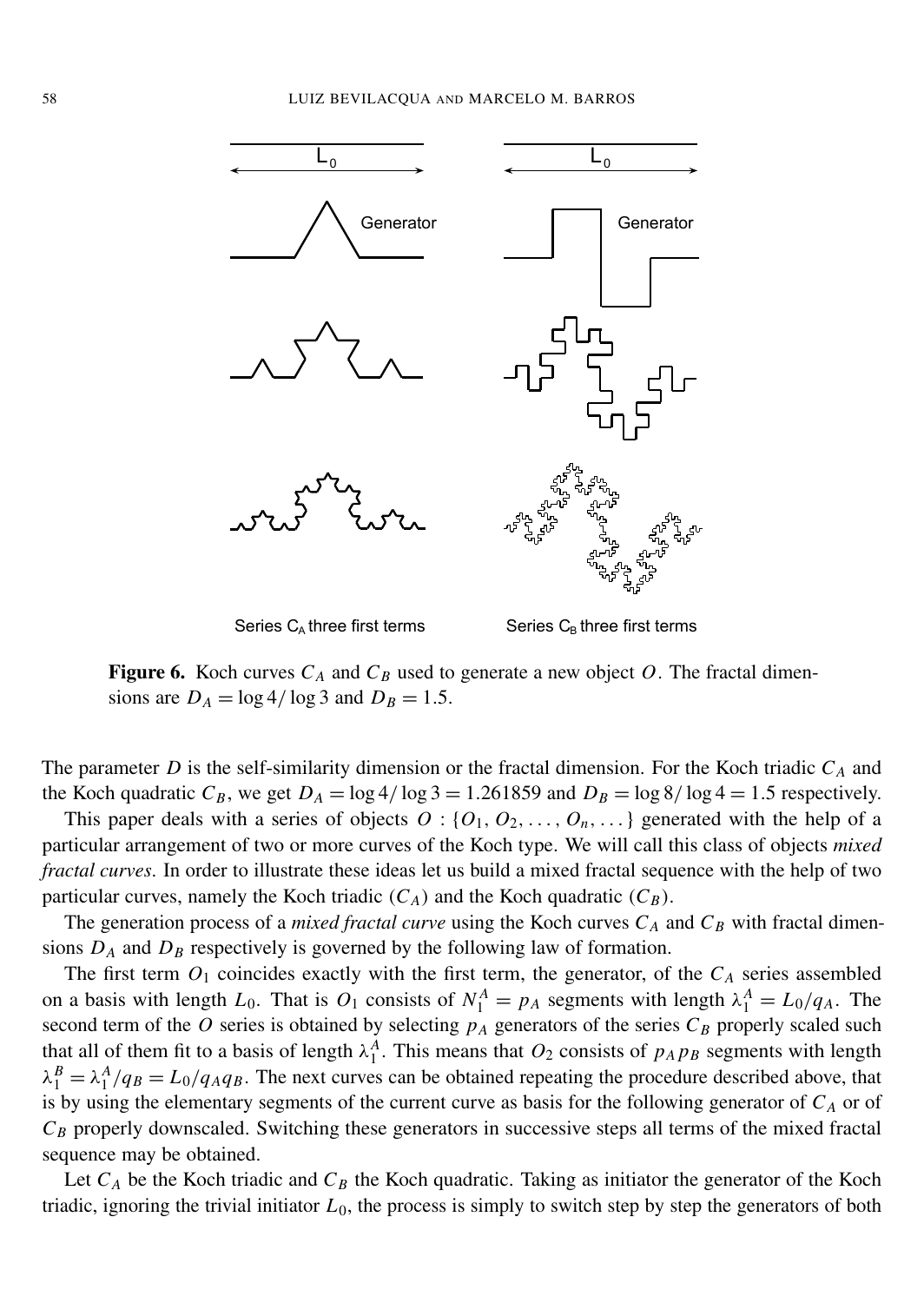Figure 6. Koch curves $C_A$ and $C_B$ used to generate a new object $O$. The fractal dimensions are $D_A = \log 4/\log 3$ and $D_B = 1.5$.

The parameter $D$ is the self-similarity dimension or the fractal dimension. For the Koch triadic $C_A$ and the Koch quadratic $C_B$, we get $D_A = \log 4/\log 3 = 1.261859$ and $D_B = \log 8/\log 4 = 1.5$ respectively.

This paper deals with a series of objects $O : \{O_1, O_2, \ldots, O_n, \ldots\}$ generated with the help of a particular arrangement of two or more curves of the Koch type. We will call this class of objects *mixed fractal curves*. In order to illustrate these ideas let us build a mixed fractal sequence with the help of two particular curves, namely the Koch triadic ($C_A$) and the Koch quadratic ($C_B$).

The generation process of a *mixed fractal curve* using the Koch curves $C_A$ and $C_B$ with fractal dimensions $D_A$ and $D_B$ respectively is governed by the following law of formation.

The first term $O_1$ coincides exactly with the first term, the generator, of the $C_A$ series assembled on a basis with length $L_0$. That is $O_1$ consists of $N_1^A = p_A$ segments with length $\lambda_1^A = L_0/q_A$. The second term of the $O$ series is obtained by selecting $p_A$ generators of the series $C_B$ properly scaled such that all of them fit to a basis of length $\lambda_1^A$. This means that $O_2$ consists of $p_A p_B$ segments with length $\lambda_1^B = \lambda_1^A/q_B = L_0/q_A q_B$. The next curves can be obtained repeating the procedure described above, that is by using the elementary segments of the current curve as basis for the following generator of $C_A$ or of $C_B$ properly downscaled. Switching these generators in successive steps all terms of the mixed fractal sequence may be obtained.

Let $C_A$ be the Koch triadic and $C_B$ the Koch quadratic. Taking as initiator the generator of the Koch triadic, ignoring the trivial initiator $L_0$, the process is simply to switch step by step the generators of both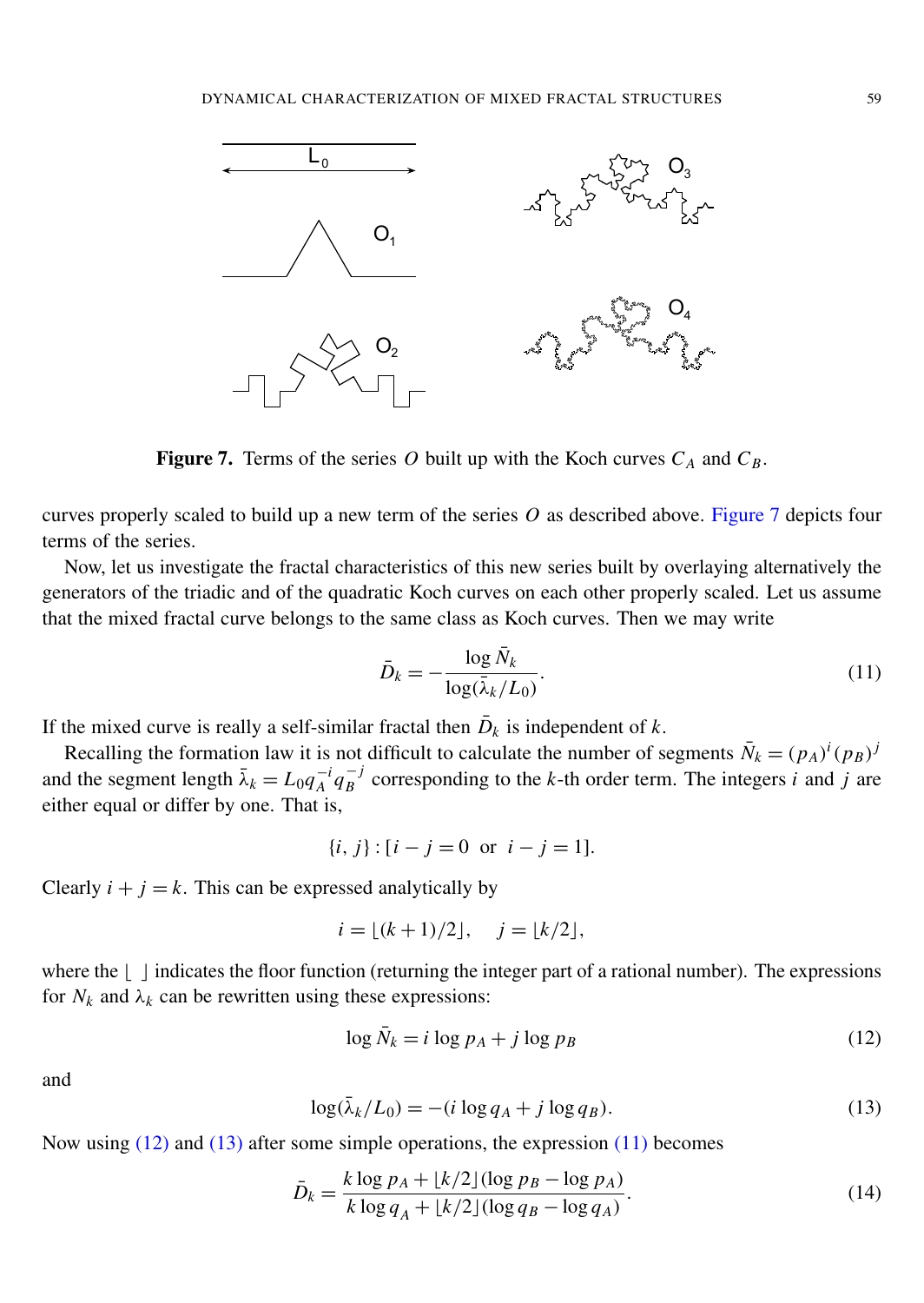**Figure 7.** Terms of the series $O$ built up with the Koch curves $C_A$ and $C_B$.

curves properly scaled to build up a new term of the series $O$ as described above. Figure 7 depicts four terms of the series.

Now, let us investigate the fractal characteristics of this new series built by overlaying alternatively the generators of the triadic and of the quadratic Koch curves on each other properly scaled. Let us assume that the mixed fractal curve belongs to the same class as Koch curves. Then we may write

$$\bar{D}_k = -\frac{\log \bar{N}_k}{\log(\bar{\lambda}_k / L_0)}. \tag{11}$$

If the mixed curve is really a self-similar fractal then $\bar{D}_k$ is independent of $k$.

Recalling the formation law it is not difficult to calculate the number of segments $\bar{N}_k = (p_A)^i (p_B)^j$ and the segment length $\bar{\lambda}_k = L_0 q_A^{-i} q_B^{-j}$ corresponding to the $k$-th order term. The integers $i$ and $j$ are either equal or differ by one. That is,

$$\{i, j\} : [i - j = 0 \text{ or } i - j = 1].$$

Clearly $i + j = k$. This can be expressed analytically by

$$i = \lfloor (k+1)/2 \rfloor, \quad j = \lfloor k/2 \rfloor,$$

where the $\lfloor \ \rfloor$ indicates the floor function (returning the integer part of a rational number). The expressions for $N_k$ and $\lambda_k$ can be rewritten using these expressions:

$$\log \bar{N}_k = i \log p_A + j \log p_B \tag{12}$$

and

$$\log(\bar{\lambda}_k / L_0) = -(i \log q_A + j \log q_B). \tag{13}$$

Now using (12) and (13) after some simple operations, the expression (11) becomes

$$\bar{D}_k = \frac{k \log p_A + \lfloor k/2 \rfloor (\log p_B - \log p_A)}{k \log q_A + \lfloor k/2 \rfloor (\log q_B - \log q_A)}. \tag{14}$$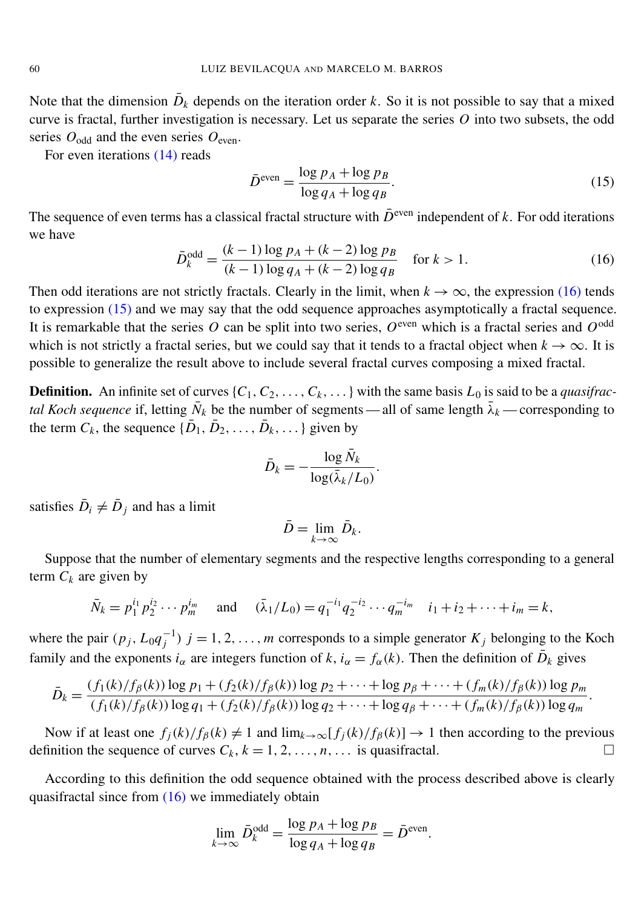Note that the dimension $\bar{D}_k$ depends on the iteration order $k$. So it is not possible to say that a mixed curve is fractal, further investigation is necessary. Let us separate the series $O$ into two subsets, the odd series $O_{\text{odd}}$ and the even series $O_{\text{even}}$.

For even iterations (14) reads

$$\bar{D}^{\text{even}} = \frac{\log p_A + \log p_B}{\log q_A + \log q_B}. \tag{15}$$

The sequence of even terms has a classical fractal structure with $\bar{D}^{\text{even}}$ independent of $k$. For odd iterations we have

$$\bar{D}_k^{\text{odd}} = \frac{(k-1)\log p_A + (k-2)\log p_B}{(k-1)\log q_A + (k-2)\log q_B} \quad \text{for } k > 1. \tag{16}$$

Then odd iterations are not strictly fractals. Clearly in the limit, when $k \to \infty$, the expression (16) tends to expression (15) and we may say that the odd sequence approaches asymptotically a fractal sequence. It is remarkable that the series $O$ can be split into two series, $O^{\text{even}}$ which is a fractal series and $O^{\text{odd}}$ which is not strictly a fractal series, but we could say that it tends to a fractal object when $k \to \infty$. It is possible to generalize the result above to include several fractal curves composing a mixed fractal.

**Definition.** An infinite set of curves $\{C_1, C_2, \dots, C_k, \dots\}$ with the same basis $L_0$ is said to be a *quasifractal Koch sequence* if, letting $\bar{N}_k$ be the number of segments — all of same length $\bar{\lambda}_k$ — corresponding to the term $C_k$, the sequence $\{\bar{D}_1, \bar{D}_2, \dots, \bar{D}_k, \dots\}$ given by

$$\bar{D}_k = -\frac{\log \bar{N}_k}{\log(\bar{\lambda}_k / L_0)}.$$

satisfies $\bar{D}_i \neq \bar{D}_j$ and has a limit

$$\bar{D} = \lim_{k\to\infty} \bar{D}_k.$$

Suppose that the number of elementary segments and the respective lengths corresponding to a general term $C_k$ are given by

$$\bar{N}_k = p_1^{i_1} p_2^{i_2} \cdots p_m^{i_m} \quad \text{and} \quad (\bar{\lambda}_1/L_0) = q_1^{-i_1} q_2^{-i_2} \cdots q_m^{-i_m} \quad i_1 + i_2 + \cdots + i_m = k,$$

where the pair $(p_j, L_0 q_j^{-1})$ $j = 1, 2, \dots, m$ corresponds to a simple generator $K_j$ belonging to the Koch family and the exponents $i_\alpha$ are integers function of $k$, $i_\alpha = f_\alpha(k)$. Then the definition of $\bar{D}_k$ gives

$$\bar{D}_k = \frac{(f_1(k)/f_\beta(k))\log p_1 + (f_2(k)/f_\beta(k))\log p_2 + \cdots + \log p_\beta + \cdots + (f_m(k)/f_\beta(k))\log p_m}{(f_1(k)/f_\beta(k))\log q_1 + (f_2(k)/f_\beta(k))\log q_2 + \cdots + \log q_\beta + \cdots + (f_m(k)/f_\beta(k))\log q_m}.$$

Now if at least one $f_j(k)/f_\beta(k) \neq 1$ and $\lim_{k\to\infty}[f_j(k)/f_\beta(k)] \to 1$ then according to the previous definition the sequence of curves $C_k$, $k = 1, 2, \dots, n, \dots$ is quasifractal. □

According to this definition the odd sequence obtained with the process described above is clearly quasifractal since from (16) we immediately obtain

$$\lim_{k\to\infty} \bar{D}_k^{\text{odd}} = \frac{\log p_A + \log p_B}{\log q_A + \log q_B} = \bar{D}^{\text{even}}.$$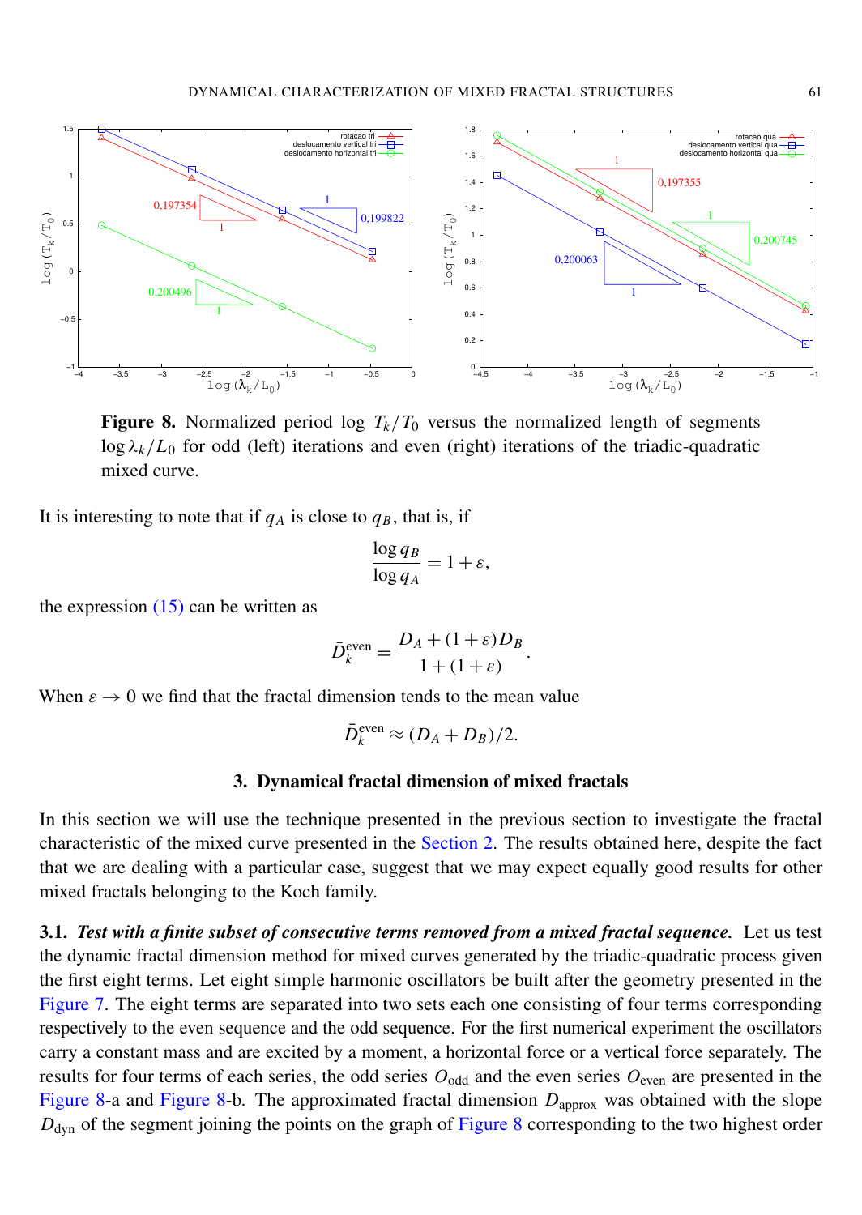**Figure 8.** Normalized period $\log T_k/T_0$ versus the normalized length of segments $\log \lambda_k/L_0$ for odd (left) iterations and even (right) iterations of the triadic-quadratic mixed curve.

It is interesting to note that if $q_A$ is close to $q_B$, that is, if

$$\frac{\log q_B}{\log q_A} = 1 + \varepsilon,$$

the expression (15) can be written as

$$\bar{D}_k^{\text{even}} = \frac{D_A + (1+\varepsilon)D_B}{1 + (1+\varepsilon)}.$$

When $\varepsilon \to 0$ we find that the fractal dimension tends to the mean value

$$\bar{D}_k^{\text{even}} \approx (D_A + D_B)/2.$$

## 3. Dynamical fractal dimension of mixed fractals

In this section we will use the technique presented in the previous section to investigate the fractal characteristic of the mixed curve presented in the Section 2. The results obtained here, despite the fact that we are dealing with a particular case, suggest that we may expect equally good results for other mixed fractals belonging to the Koch family.

**3.1.** ***Test with a finite subset of consecutive terms removed from a mixed fractal sequence.*** Let us test the dynamic fractal dimension method for mixed curves generated by the triadic-quadratic process given the first eight terms. Let eight simple harmonic oscillators be built after the geometry presented in the Figure 7. The eight terms are separated into two sets each one consisting of four terms corresponding respectively to the even sequence and the odd sequence. For the first numerical experiment the oscillators carry a constant mass and are excited by a moment, a horizontal force or a vertical force separately. The results for four terms of each series, the odd series $O_{\text{odd}}$ and the even series $O_{\text{even}}$ are presented in the Figure 8-a and Figure 8-b. The approximated fractal dimension $D_{\text{approx}}$ was obtained with the slope $D_{\text{dyn}}$ of the segment joining the points on the graph of Figure 8 corresponding to the two highest order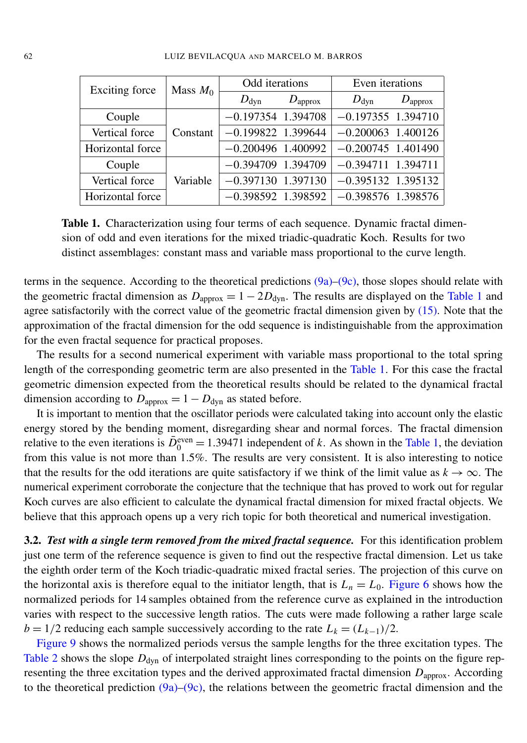| Exciting force | Mass $M_0$ | Odd iterations | | Even iterations | |
|---|---|---|---|---|---|
| | | $D_{\text{dyn}}$ | $D_{\text{approx}}$ | $D_{\text{dyn}}$ | $D_{\text{approx}}$ |
| Couple | Constant | $-0.197354$ | 1.394708 | $-0.197355$ | 1.394710 |
| Vertical force | | $-0.199822$ | 1.399644 | $-0.200063$ | 1.400126 |
| Horizontal force | | $-0.200496$ | 1.400992 | $-0.200745$ | 1.401490 |
| Couple | Variable | $-0.394709$ | 1.394709 | $-0.394711$ | 1.394711 |
| Vertical force | | $-0.397130$ | 1.397130 | $-0.395132$ | 1.395132 |
| Horizontal force | | $-0.398592$ | 1.398592 | $-0.398576$ | 1.398576 |

**Table 1.** Characterization using four terms of each sequence. Dynamic fractal dimension of odd and even iterations for the mixed triadic-quadratic Koch. Results for two distinct assemblages: constant mass and variable mass proportional to the curve length.

terms in the sequence. According to the theoretical predictions (9a)–(9c), those slopes should relate with the geometric fractal dimension as $D_{\text{approx}} = 1 - 2D_{\text{dyn}}$. The results are displayed on the Table 1 and agree satisfactorily with the correct value of the geometric fractal dimension given by (15). Note that the approximation of the fractal dimension for the odd sequence is indistinguishable from the approximation for the even fractal sequence for practical proposes.

The results for a second numerical experiment with variable mass proportional to the total spring length of the corresponding geometric term are also presented in the Table 1. For this case the fractal geometric dimension expected from the theoretical results should be related to the dynamical fractal dimension according to $D_{\text{approx}} = 1 - D_{\text{dyn}}$ as stated before.

It is important to mention that the oscillator periods were calculated taking into account only the elastic energy stored by the bending moment, disregarding shear and normal forces. The fractal dimension relative to the even iterations is $\bar{D}_0^{\text{even}} = 1.39471$ independent of $k$. As shown in the Table 1, the deviation from this value is not more than 1.5%. The results are very consistent. It is also interesting to notice that the results for the odd iterations are quite satisfactory if we think of the limit value as $k \to \infty$. The numerical experiment corroborate the conjecture that the technique that has proved to work out for regular Koch curves are also efficient to calculate the dynamical fractal dimension for mixed fractal objects. We believe that this approach opens up a very rich topic for both theoretical and numerical investigation.

**3.2.** ***Test with a single term removed from the mixed fractal sequence.*** For this identification problem just one term of the reference sequence is given to find out the respective fractal dimension. Let us take the eighth order term of the Koch triadic-quadratic mixed fractal series. The projection of this curve on the horizontal axis is therefore equal to the initiator length, that is $L_n = L_0$. Figure 6 shows how the normalized periods for 14 samples obtained from the reference curve as explained in the introduction varies with respect to the successive length ratios. The cuts were made following a rather large scale $b = 1/2$ reducing each sample successively according to the rate $L_k = (L_{k-1})/2$.

Figure 9 shows the normalized periods versus the sample lengths for the three excitation types. The Table 2 shows the slope $D_{\text{dyn}}$ of interpolated straight lines corresponding to the points on the figure representing the three excitation types and the derived approximated fractal dimension $D_{\text{approx}}$. According to the theoretical prediction (9a)–(9c), the relations between the geometric fractal dimension and the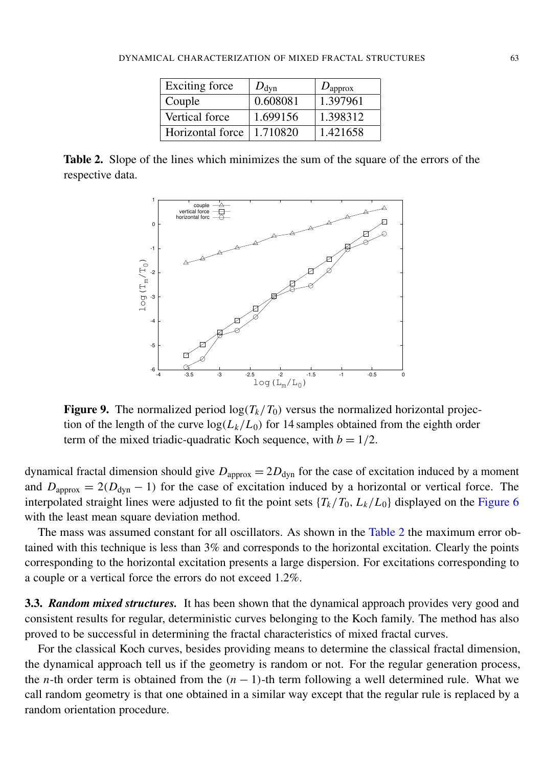| Exciting force | $D_{\text{dyn}}$ | $D_{\text{approx}}$ |
|---|---|---|
| Couple | 0.608081 | 1.397961 |
| Vertical force | 1.699156 | 1.398312 |
| Horizontal force | 1.710820 | 1.421658 |

**Table 2.** Slope of the lines which minimizes the sum of the square of the errors of the respective data.

**Figure 9.** The normalized period $\log(T_k/T_0)$ versus the normalized horizontal projection of the length of the curve $\log(L_k/L_0)$ for 14 samples obtained from the eighth order term of the mixed triadic-quadratic Koch sequence, with $b = 1/2$.

dynamical fractal dimension should give $D_{\text{approx}} = 2D_{\text{dyn}}$ for the case of excitation induced by a moment and $D_{\text{approx}} = 2(D_{\text{dyn}} - 1)$ for the case of excitation induced by a horizontal or vertical force. The interpolated straight lines were adjusted to fit the point sets $\{T_k/T_0, L_k/L_0\}$ displayed on the Figure 6 with the least mean square deviation method.

The mass was assumed constant for all oscillators. As shown in the Table 2 the maximum error obtained with this technique is less than 3% and corresponds to the horizontal excitation. Clearly the points corresponding to the horizontal excitation presents a large dispersion. For excitations corresponding to a couple or a vertical force the errors do not exceed 1.2%.

**3.3.** ***Random mixed structures.*** It has been shown that the dynamical approach provides very good and consistent results for regular, deterministic curves belonging to the Koch family. The method has also proved to be successful in determining the fractal characteristics of mixed fractal curves.

For the classical Koch curves, besides providing means to determine the classical fractal dimension, the dynamical approach tell us if the geometry is random or not. For the regular generation process, the $n$-th order term is obtained from the $(n - 1)$-th term following a well determined rule. What we call random geometry is that one obtained in a similar way except that the regular rule is replaced by a random orientation procedure.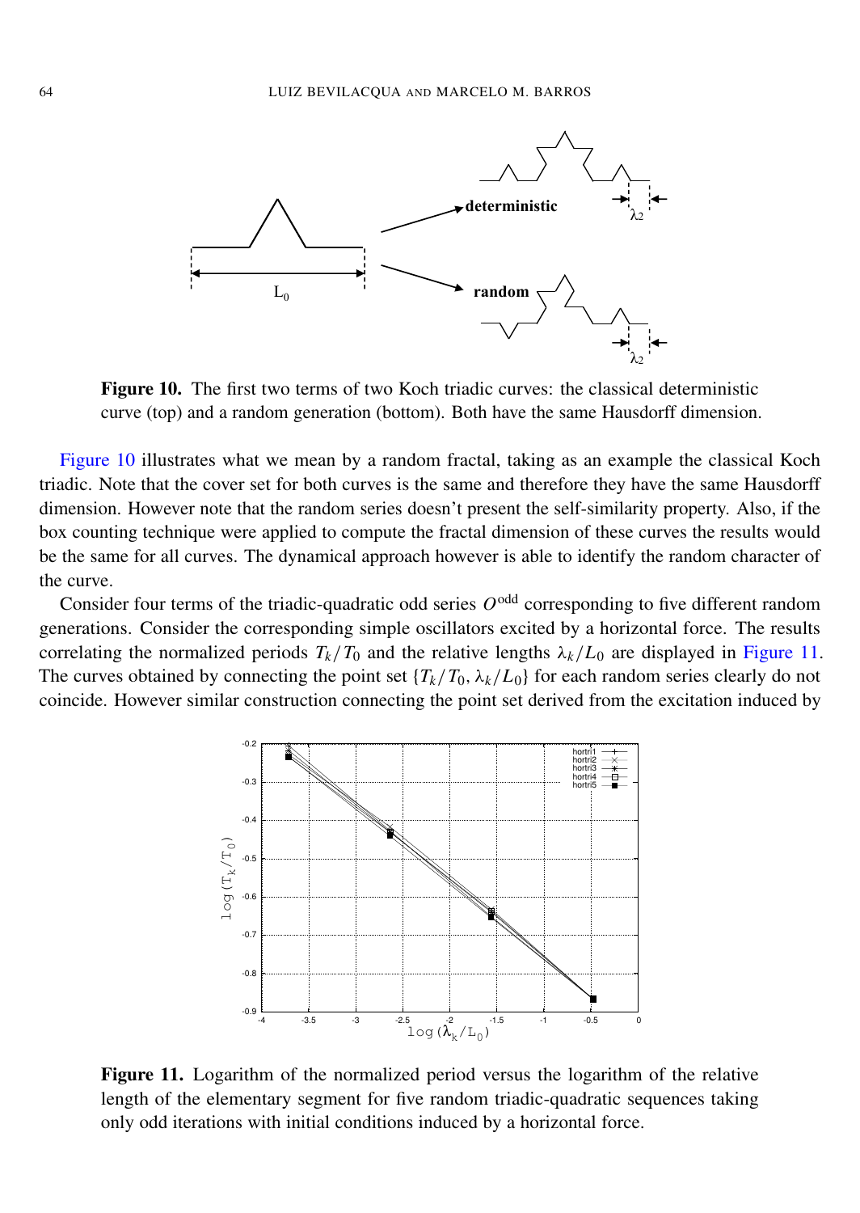**Figure 10.** The first two terms of two Koch triadic curves: the classical deterministic curve (top) and a random generation (bottom). Both have the same Hausdorff dimension.

Figure 10 illustrates what we mean by a random fractal, taking as an example the classical Koch triadic. Note that the cover set for both curves is the same and therefore they have the same Hausdorff dimension. However note that the random series doesn't present the self-similarity property. Also, if the box counting technique were applied to compute the fractal dimension of these curves the results would be the same for all curves. The dynamical approach however is able to identify the random character of the curve.

Consider four terms of the triadic-quadratic odd series $O^{\text{odd}}$ corresponding to five different random generations. Consider the corresponding simple oscillators excited by a horizontal force. The results correlating the normalized periods $T_k/T_0$ and the relative lengths $\lambda_k/L_0$ are displayed in Figure 11. The curves obtained by connecting the point set $\{T_k/T_0, \lambda_k/L_0\}$ for each random series clearly do not coincide. However similar construction connecting the point set derived from the excitation induced by

**Figure 11.** Logarithm of the normalized period versus the logarithm of the relative length of the elementary segment for five random triadic-quadratic sequences taking only odd iterations with initial conditions induced by a horizontal force.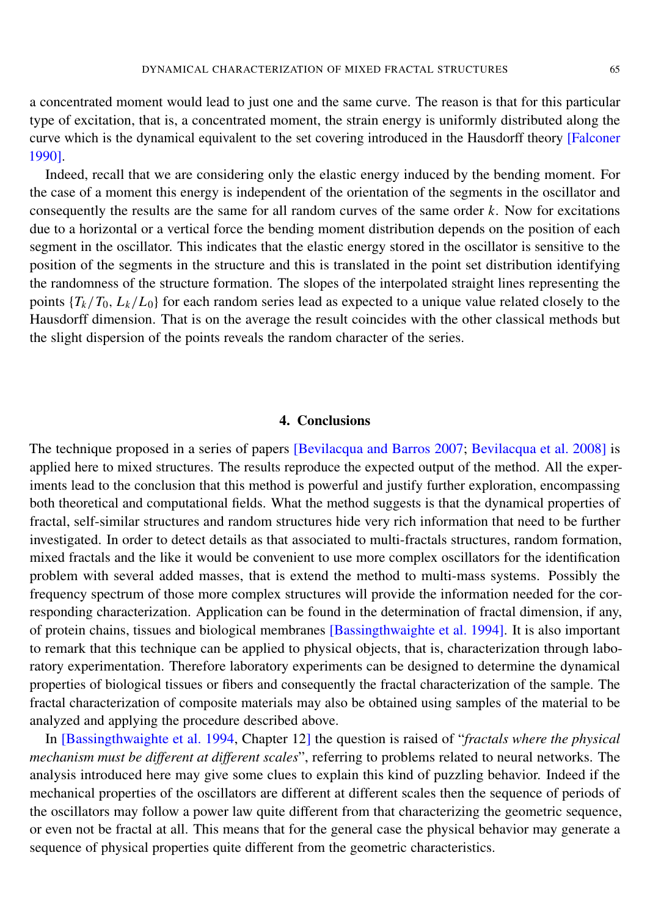a concentrated moment would lead to just one and the same curve. The reason is that for this particular type of excitation, that is, a concentrated moment, the strain energy is uniformly distributed along the curve which is the dynamical equivalent to the set covering introduced in the Hausdorff theory [Falconer 1990].

Indeed, recall that we are considering only the elastic energy induced by the bending moment. For the case of a moment this energy is independent of the orientation of the segments in the oscillator and consequently the results are the same for all random curves of the same order $k$. Now for excitations due to a horizontal or a vertical force the bending moment distribution depends on the position of each segment in the oscillator. This indicates that the elastic energy stored in the oscillator is sensitive to the position of the segments in the structure and this is translated in the point set distribution identifying the randomness of the structure formation. The slopes of the interpolated straight lines representing the points $\{T_k/T_0, L_k/L_0\}$ for each random series lead as expected to a unique value related closely to the Hausdorff dimension. That is on the average the result coincides with the other classical methods but the slight dispersion of the points reveals the random character of the series.

## 4. Conclusions

The technique proposed in a series of papers [Bevilacqua and Barros 2007; Bevilacqua et al. 2008] is applied here to mixed structures. The results reproduce the expected output of the method. All the experiments lead to the conclusion that this method is powerful and justify further exploration, encompassing both theoretical and computational fields. What the method suggests is that the dynamical properties of fractal, self-similar structures and random structures hide very rich information that need to be further investigated. In order to detect details as that associated to multi-fractals structures, random formation, mixed fractals and the like it would be convenient to use more complex oscillators for the identification problem with several added masses, that is extend the method to multi-mass systems. Possibly the frequency spectrum of those more complex structures will provide the information needed for the corresponding characterization. Application can be found in the determination of fractal dimension, if any, of protein chains, tissues and biological membranes [Bassingthwaighte et al. 1994]. It is also important to remark that this technique can be applied to physical objects, that is, characterization through laboratory experimentation. Therefore laboratory experiments can be designed to determine the dynamical properties of biological tissues or fibers and consequently the fractal characterization of the sample. The fractal characterization of composite materials may also be obtained using samples of the material to be analyzed and applying the procedure described above.

In [Bassingthwaighte et al. 1994, Chapter 12] the question is raised of "*fractals where the physical mechanism must be different at different scales*", referring to problems related to neural networks. The analysis introduced here may give some clues to explain this kind of puzzling behavior. Indeed if the mechanical properties of the oscillators are different at different scales then the sequence of periods of the oscillators may follow a power law quite different from that characterizing the geometric sequence, or even not be fractal at all. This means that for the general case the physical behavior may generate a sequence of physical properties quite different from the geometric characteristics.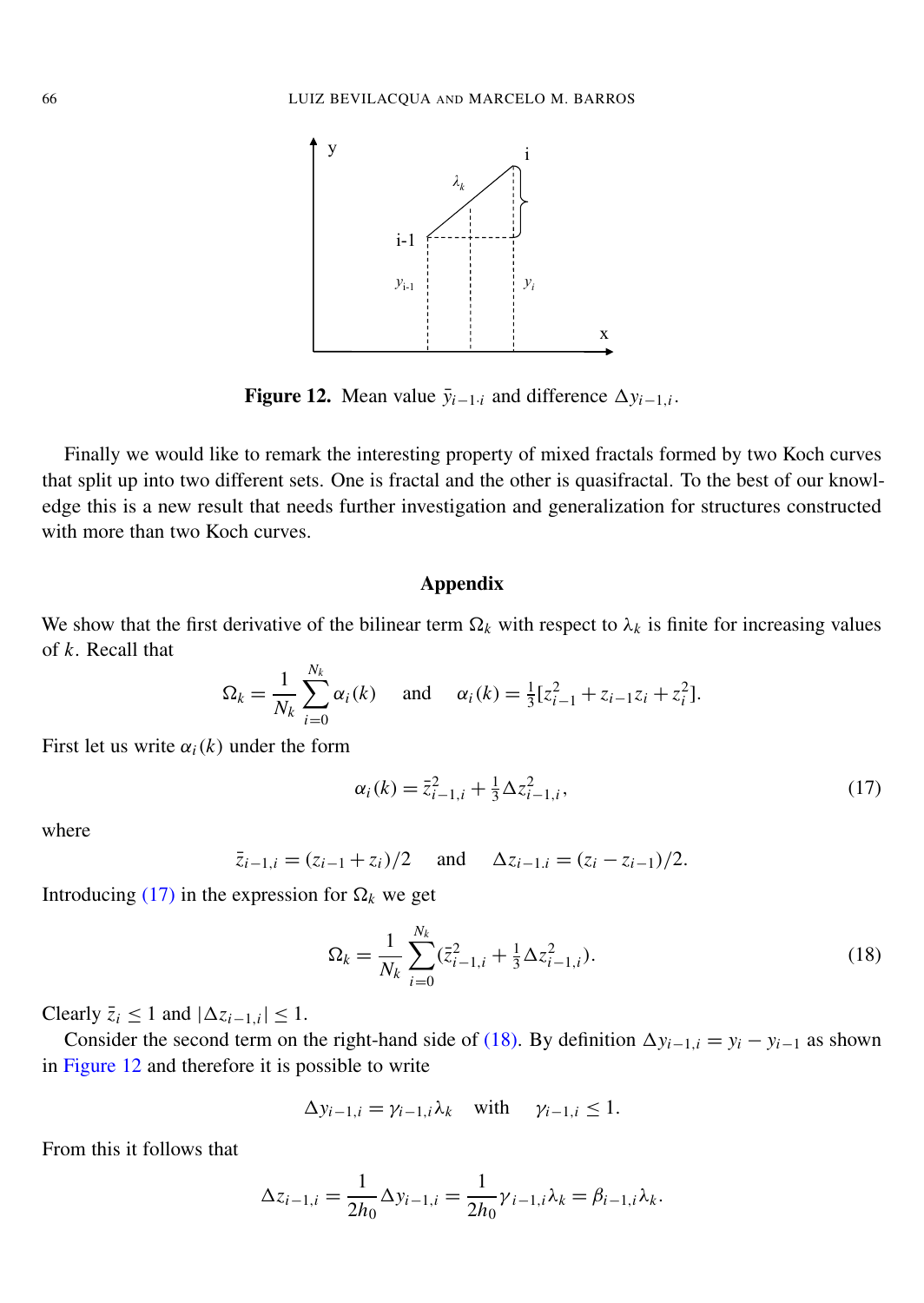**Figure 12.** Mean value $\bar{y}_{i-1 \cdot i}$ and difference $\Delta y_{i-1,i}$.

Finally we would like to remark the interesting property of mixed fractals formed by two Koch curves that split up into two different sets. One is fractal and the other is quasifractal. To the best of our knowledge this is a new result that needs further investigation and generalization for structures constructed with more than two Koch curves.

## Appendix

We show that the first derivative of the bilinear term $\Omega_k$ with respect to $\lambda_k$ is finite for increasing values of $k$. Recall that

$$\Omega_k = \frac{1}{N_k} \sum_{i=0}^{N_k} \alpha_i(k) \quad \text{ and } \quad \alpha_i(k) = \tfrac{1}{3}[z_{i-1}^2 + z_{i-1}z_i + z_i^2].$$

First let us write $\alpha_i(k)$ under the form

$$\alpha_i(k) = \bar{z}_{i-1,i}^2 + \tfrac{1}{3}\Delta z_{i-1,i}^2, \tag{17}$$

where

$$\bar{z}_{i-1,i} = (z_{i-1} + z_i)/2 \quad \text{ and } \quad \Delta z_{i-1.i} = (z_i - z_{i-1})/2.$$

Introducing (17) in the expression for $\Omega_k$ we get

$$\Omega_k = \frac{1}{N_k} \sum_{i=0}^{N_k} (\bar{z}_{i-1,i}^2 + \tfrac{1}{3}\Delta z_{i-1,i}^2). \tag{18}$$

Clearly $\bar{z}_i \leq 1$ and $|\Delta z_{i-1,i}| \leq 1$.

Consider the second term on the right-hand side of (18). By definition $\Delta y_{i-1,i} = y_i - y_{i-1}$ as shown in Figure 12 and therefore it is possible to write

$$\Delta y_{i-1,i} = \gamma_{i-1,i}\lambda_k \quad \text{with} \quad \gamma_{i-1,i} \leq 1.$$

From this it follows that

$$\Delta z_{i-1,i} = \frac{1}{2h_0}\Delta y_{i-1,i} = \frac{1}{2h_0}\gamma_{i-1,i}\lambda_k = \beta_{i-1,i}\lambda_k.$$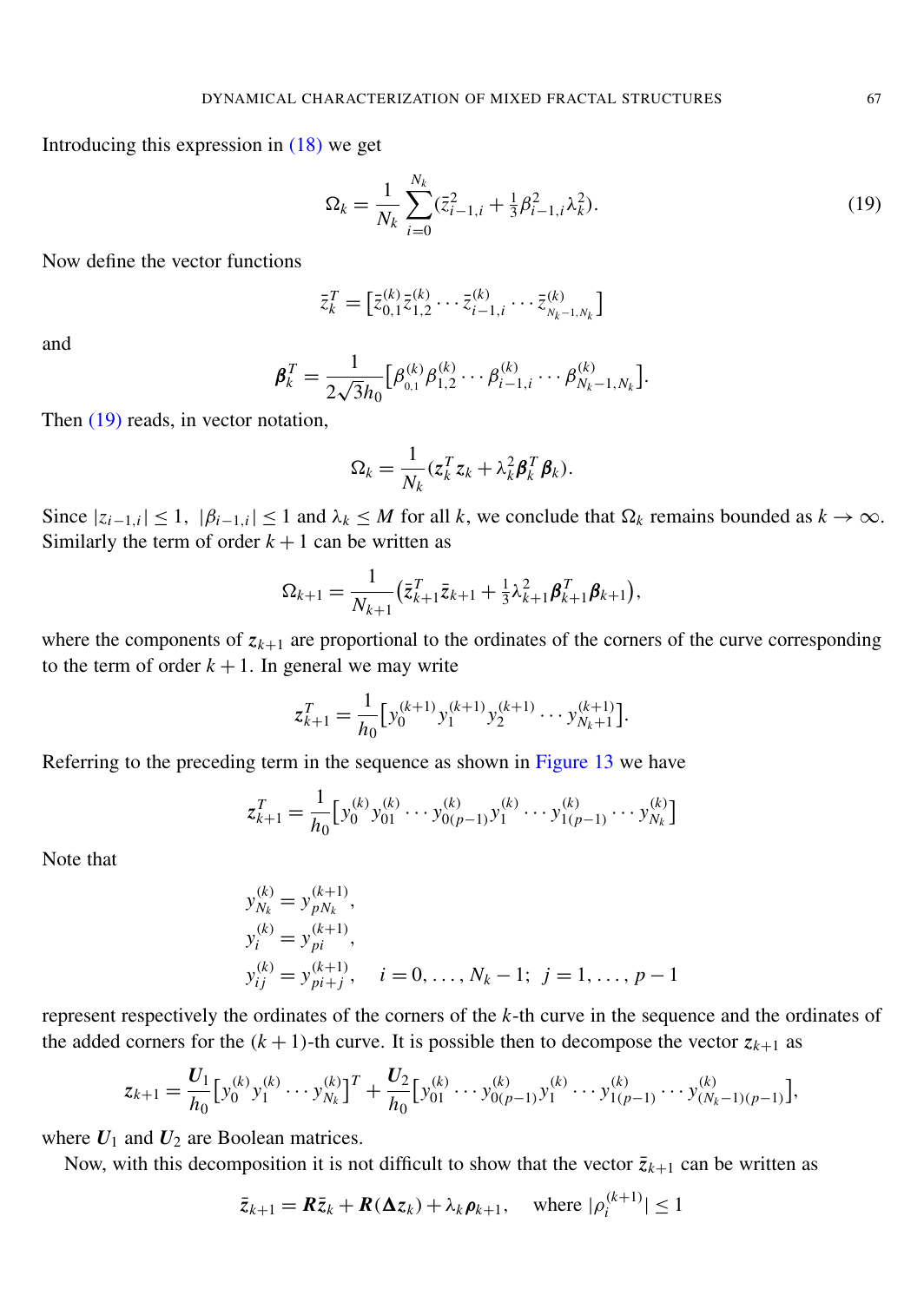Introducing this expression in (18) we get

$$\Omega_k = \frac{1}{N_k}\sum_{i=0}^{N_k}(\bar{z}_{i-1,i}^2 + \tfrac{1}{3}\beta_{i-1,i}^2\lambda_k^2). \tag{19}$$

Now define the vector functions

$$\bar{z}_k^T = \big[\bar{z}_{0,1}^{(k)}\bar{z}_{1,2}^{(k)}\cdots\bar{z}_{i-1,i}^{(k)}\cdots\bar{z}_{N_k-1,N_k}^{(k)}\big]$$

and

$$\boldsymbol{\beta}_k^T = \frac{1}{2\sqrt{3}h_0}\big[\beta_{0,1}^{(k)}\beta_{1,2}^{(k)}\cdots\beta_{i-1,i}^{(k)}\cdots\beta_{N_k-1,N_k}^{(k)}\big].$$

Then (19) reads, in vector notation,

$$\Omega_k = \frac{1}{N_k}(\boldsymbol{z}_k^T\boldsymbol{z}_k + \lambda_k^2\boldsymbol{\beta}_k^T\boldsymbol{\beta}_k).$$

Since $|z_{i-1,i}|\le 1,\ |\beta_{i-1,i}|\le 1$ and $\lambda_k \le M$ for all $k$, we conclude that $\Omega_k$ remains bounded as $k\to\infty$. Similarly the term of order $k+1$ can be written as

$$\Omega_{k+1} = \frac{1}{N_{k+1}}\big(\bar{z}_{k+1}^T\bar{z}_{k+1} + \tfrac{1}{3}\lambda_{k+1}^2\boldsymbol{\beta}_{k+1}^T\boldsymbol{\beta}_{k+1}\big),$$

where the components of $\boldsymbol{z}_{k+1}$ are proportional to the ordinates of the corners of the curve corresponding to the term of order $k+1$. In general we may write

$$\boldsymbol{z}_{k+1}^T = \frac{1}{h_0}\big[y_0^{(k+1)}y_1^{(k+1)}y_2^{(k+1)}\cdots y_{N_k+1}^{(k+1)}\big].$$

Referring to the preceding term in the sequence as shown in Figure 13 we have

$$\boldsymbol{z}_{k+1}^T = \frac{1}{h_0}\big[y_0^{(k)}y_{01}^{(k)}\cdots y_{0(p-1)}^{(k)}y_1^{(k)}\cdots y_{1(p-1)}^{(k)}\cdots y_{N_k}^{(k)}\big]$$

Note that

$$\begin{aligned}
&y_{N_k}^{(k)} = y_{pN_k}^{(k+1)},\\
&y_i^{(k)} = y_{pi}^{(k+1)},\\
&y_{ij}^{(k)} = y_{pi+j}^{(k+1)}, \quad i=0,\ldots,N_k-1;\ j=1,\ldots,p-1
\end{aligned}$$

represent respectively the ordinates of the corners of the $k$-th curve in the sequence and the ordinates of the added corners for the $(k+1)$-th curve. It is possible then to decompose the vector $\boldsymbol{z}_{k+1}$ as

$$\boldsymbol{z}_{k+1} = \frac{\boldsymbol{U}_1}{h_0}\big[y_0^{(k)}y_1^{(k)}\cdots y_{N_k}^{(k)}\big]^T + \frac{\boldsymbol{U}_2}{h_0}\big[y_{01}^{(k)}\cdots y_{0(p-1)}^{(k)}y_1^{(k)}\cdots y_{1(p-1)}^{(k)}\cdots y_{(N_k-1)(p-1)}^{(k)}\big],$$

where $\boldsymbol{U}_1$ and $\boldsymbol{U}_2$ are Boolean matrices.

Now, with this decomposition it is not difficult to show that the vector $\bar{z}_{k+1}$ can be written as

$$\bar{z}_{k+1} = \boldsymbol{R}\bar{z}_k + \boldsymbol{R}(\boldsymbol{\Delta z}_k) + \lambda_k\boldsymbol{\rho}_{k+1}, \quad \text{where } |\rho_i^{(k+1)}|\le 1$$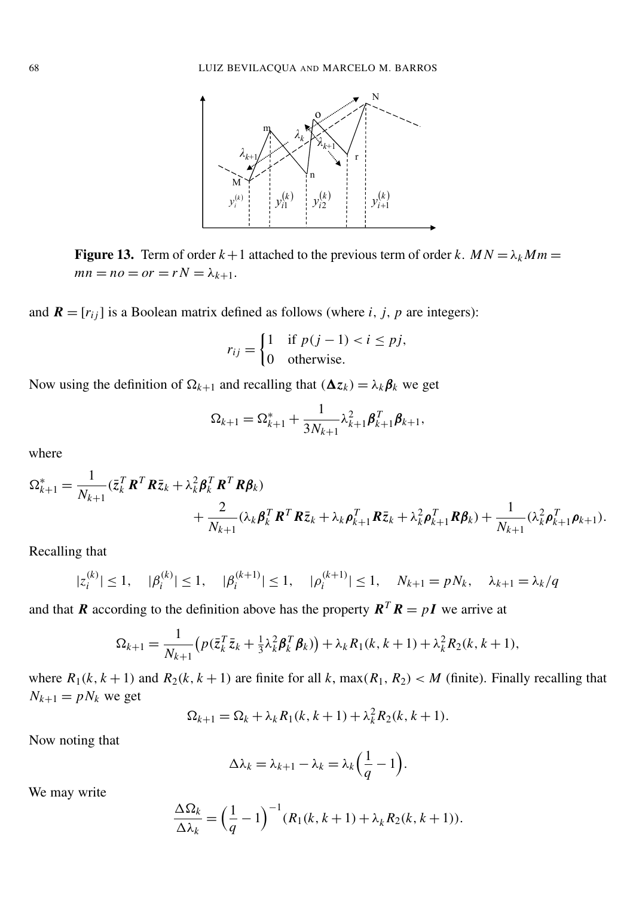**Figure 13.** Term of order $k+1$ attached to the previous term of order $k$. $MN = \lambda_k Mm = mn = no = or = rN = \lambda_{k+1}$.

and $\boldsymbol{R} = [r_{ij}]$ is a Boolean matrix defined as follows (where $i$, $j$, $p$ are integers):

$$r_{ij} = \begin{cases} 1 & \text{if } p(j-1) < i \leq pj, \\ 0 & \text{otherwise.} \end{cases}$$

Now using the definition of $\Omega_{k+1}$ and recalling that $(\boldsymbol{\Delta z}_k) = \lambda_k \boldsymbol{\beta}_k$ we get

$$\Omega_{k+1} = \Omega^*_{k+1} + \frac{1}{3N_{k+1}} \lambda^2_{k+1} \boldsymbol{\beta}^T_{k+1} \boldsymbol{\beta}_{k+1},$$

where

$$\Omega^*_{k+1} = \frac{1}{N_{k+1}} (\bar{\boldsymbol{z}}^T_k \boldsymbol{R}^T \boldsymbol{R} \bar{\boldsymbol{z}}_k + \lambda^2_k \boldsymbol{\beta}^T_k \boldsymbol{R}^T \boldsymbol{R} \boldsymbol{\beta}_k) + \frac{2}{N_{k+1}} (\lambda_k \boldsymbol{\beta}^T_k \boldsymbol{R}^T \boldsymbol{R} \bar{\boldsymbol{z}}_k + \lambda_k \boldsymbol{\rho}^T_{k+1} \boldsymbol{R} \bar{\boldsymbol{z}}_k + \lambda^2_k \boldsymbol{\rho}^T_{k+1} \boldsymbol{R} \boldsymbol{\beta}_k) + \frac{1}{N_{k+1}} (\lambda^2_k \boldsymbol{\rho}^T_{k+1} \boldsymbol{\rho}_{k+1}).$$

Recalling that

$$|z^{(k)}_i| \leq 1, \quad |\beta^{(k)}_i| \leq 1, \quad |\beta^{(k+1)}_i| \leq 1, \quad |\rho^{(k+1)}_i| \leq 1, \quad N_{k+1} = pN_k, \quad \lambda_{k+1} = \lambda_k / q$$

and that $\boldsymbol{R}$ according to the definition above has the property $\boldsymbol{R}^T \boldsymbol{R} = p\boldsymbol{I}$ we arrive at

$$\Omega_{k+1} = \frac{1}{N_{k+1}} \big( p(\bar{\boldsymbol{z}}^T_k \bar{\boldsymbol{z}}_k + \tfrac{1}{3} \lambda^2_k \boldsymbol{\beta}^T_k \boldsymbol{\beta}_k) \big) + \lambda_k R_1(k, k+1) + \lambda^2_k R_2(k, k+1),$$

where $R_1(k, k+1)$ and $R_2(k, k+1)$ are finite for all $k$, $\max(R_1, R_2) < M$ (finite). Finally recalling that $N_{k+1} = pN_k$ we get

$$\Omega_{k+1} = \Omega_k + \lambda_k R_1(k, k+1) + \lambda^2_k R_2(k, k+1).$$

Now noting that

$$\Delta \lambda_k = \lambda_{k+1} - \lambda_k = \lambda_k \Big( \frac{1}{q} - 1 \Big).$$

We may write

$$\frac{\Delta \Omega_k}{\Delta \lambda_k} = \Big( \frac{1}{q} - 1 \Big)^{-1} (R_1(k, k+1) + \lambda_k R_2(k, k+1)).$$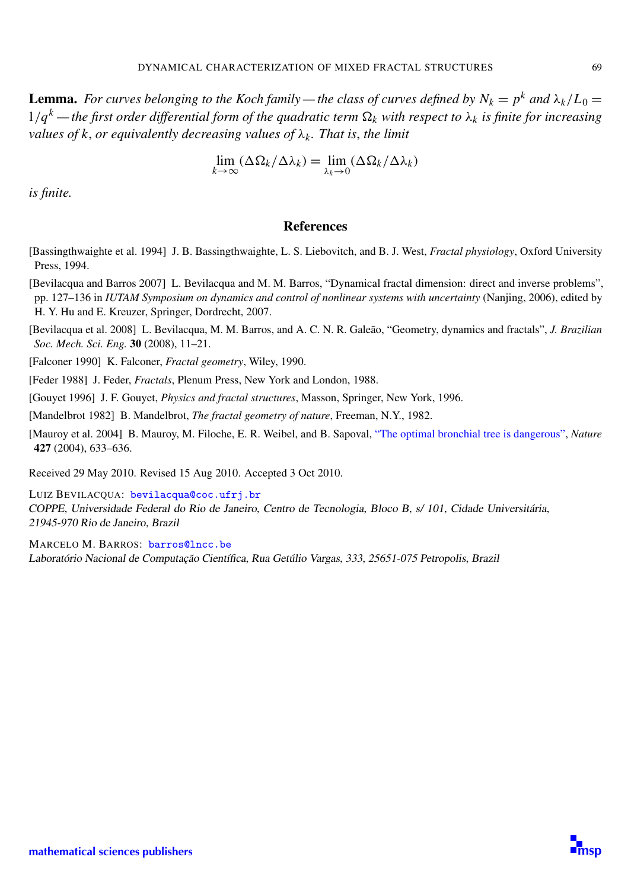**Lemma.** *For curves belonging to the Koch family — the class of curves defined by $N_k = p^k$ and $\lambda_k/L_0 = 1/q^k$ — the first order differential form of the quadratic term $\Omega_k$ with respect to $\lambda_k$ is finite for increasing values of $k$, or equivalently decreasing values of $\lambda_k$. That is, the limit*

$$\lim_{k\to\infty}(\Delta\Omega_k/\Delta\lambda_k) = \lim_{\lambda_k\to 0}(\Delta\Omega_k/\Delta\lambda_k)$$

*is finite.*

## References

[Bassingthwaighte et al. 1994] J. B. Bassingthwaighte, L. S. Liebovitch, and B. J. West, *Fractal physiology*, Oxford University Press, 1994.

[Bevilacqua and Barros 2007] L. Bevilacqua and M. M. Barros, "Dynamical fractal dimension: direct and inverse problems", pp. 127–136 in *IUTAM Symposium on dynamics and control of nonlinear systems with uncertainty* (Nanjing, 2006), edited by H. Y. Hu and E. Kreuzer, Springer, Dordrecht, 2007.

[Bevilacqua et al. 2008] L. Bevilacqua, M. M. Barros, and A. C. N. R. Galeão, "Geometry, dynamics and fractals", *J. Brazilian Soc. Mech. Sci. Eng.* **30** (2008), 11–21.

[Falconer 1990] K. Falconer, *Fractal geometry*, Wiley, 1990.

[Feder 1988] J. Feder, *Fractals*, Plenum Press, New York and London, 1988.

[Gouyet 1996] J. F. Gouyet, *Physics and fractal structures*, Masson, Springer, New York, 1996.

[Mandelbrot 1982] B. Mandelbrot, *The fractal geometry of nature*, Freeman, N.Y., 1982.

[Mauroy et al. 2004] B. Mauroy, M. Filoche, E. R. Weibel, and B. Sapoval, "The optimal bronchial tree is dangerous", *Nature* **427** (2004), 633–636.

Received 29 May 2010. Revised 15 Aug 2010. Accepted 3 Oct 2010.

LUIZ BEVILACQUA: bevilacqua@coc.ufrj.br
*COPPE, Universidade Federal do Rio de Janeiro, Centro de Tecnologia, Bloco B, s/ 101, Cidade Universitária, 21945-970 Rio de Janeiro, Brazil*

MARCELO M. BARROS: barros@lncc.be
*Laboratório Nacional de Computação Científica, Rua Getúlio Vargas, 333, 25651-075 Petropolis, Brazil*

mathematical sciences publishers